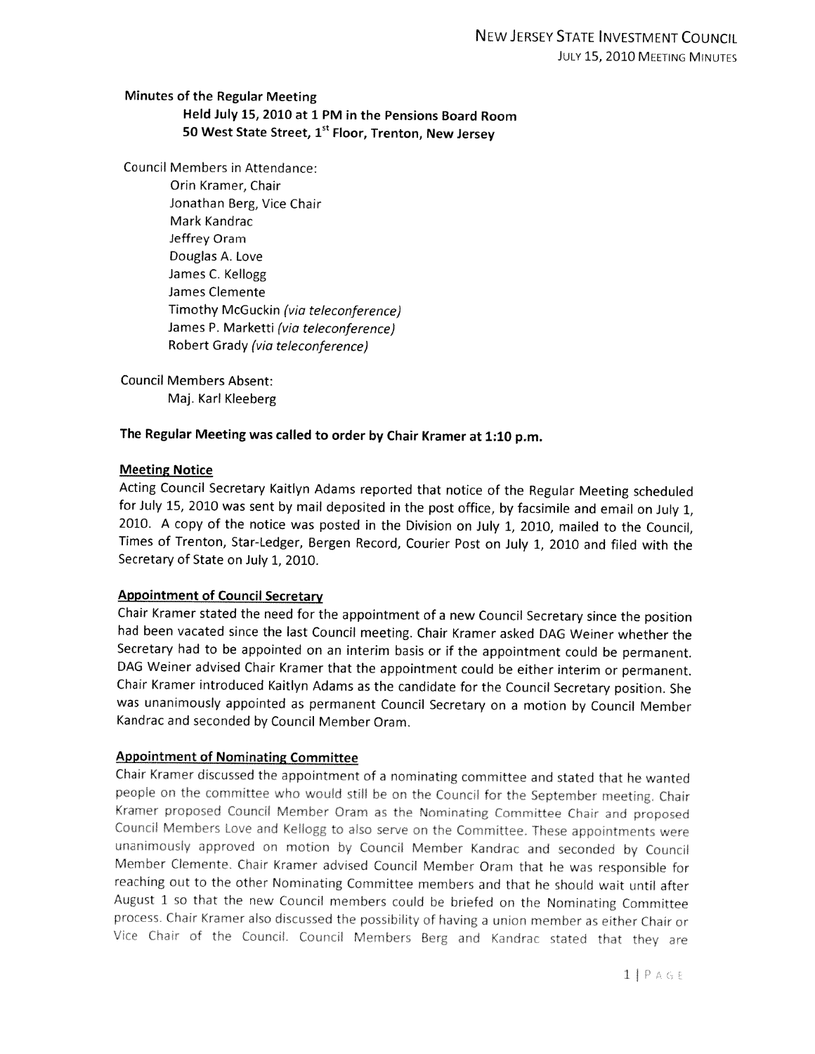**Minutes of the Regular Meeting**

**Held July 15, 2010 at 1 PM in the Pensions Board Room**

**50 West State Street, 1st Floor, Trenton, New Jersey**

Council Members in Attendance:

Orin Kramer, Chair
Jonathan Berg, Vice Chair
Mark Kandrac
Jeffrey Oram
Douglas A. Love
James C. Kellogg
James Clemente
Timothy McGuckin *(via teleconference)*
James P. Marketti *(via teleconference)*
Robert Grady *(via teleconference)*

Council Members Absent:

Maj. Karl Kleeberg

**The Regular Meeting was called to order by Chair Kramer at 1:10 p.m.**

**Meeting Notice**

Acting Council Secretary Kaitlyn Adams reported that notice of the Regular Meeting scheduled for July 15, 2010 was sent by mail deposited in the post office, by facsimile and email on July 1, 2010. A copy of the notice was posted in the Division on July 1, 2010, mailed to the Council, Times of Trenton, Star-Ledger, Bergen Record, Courier Post on July 1, 2010 and filed with the Secretary of State on July 1, 2010.

**Appointment of Council Secretary**

Chair Kramer stated the need for the appointment of a new Council Secretary since the position had been vacated since the last Council meeting. Chair Kramer asked DAG Weiner whether the Secretary had to be appointed on an interim basis or if the appointment could be permanent. DAG Weiner advised Chair Kramer that the appointment could be either interim or permanent. Chair Kramer introduced Kaitlyn Adams as the candidate for the Council Secretary position. She was unanimously appointed as permanent Council Secretary on a motion by Council Member Kandrac and seconded by Council Member Oram.

**Appointment of Nominating Committee**

Chair Kramer discussed the appointment of a nominating committee and stated that he wanted people on the committee who would still be on the Council for the September meeting. Chair Kramer proposed Council Member Oram as the Nominating Committee Chair and proposed Council Members Love and Kellogg to also serve on the Committee. These appointments were unanimously approved on motion by Council Member Kandrac and seconded by Council Member Clemente. Chair Kramer advised Council Member Oram that he was responsible for reaching out to the other Nominating Committee members and that he should wait until after August 1 so that the new Council members could be briefed on the Nominating Committee process. Chair Kramer also discussed the possibility of having a union member as either Chair or Vice Chair of the Council. Council Members Berg and Kandrac stated that they are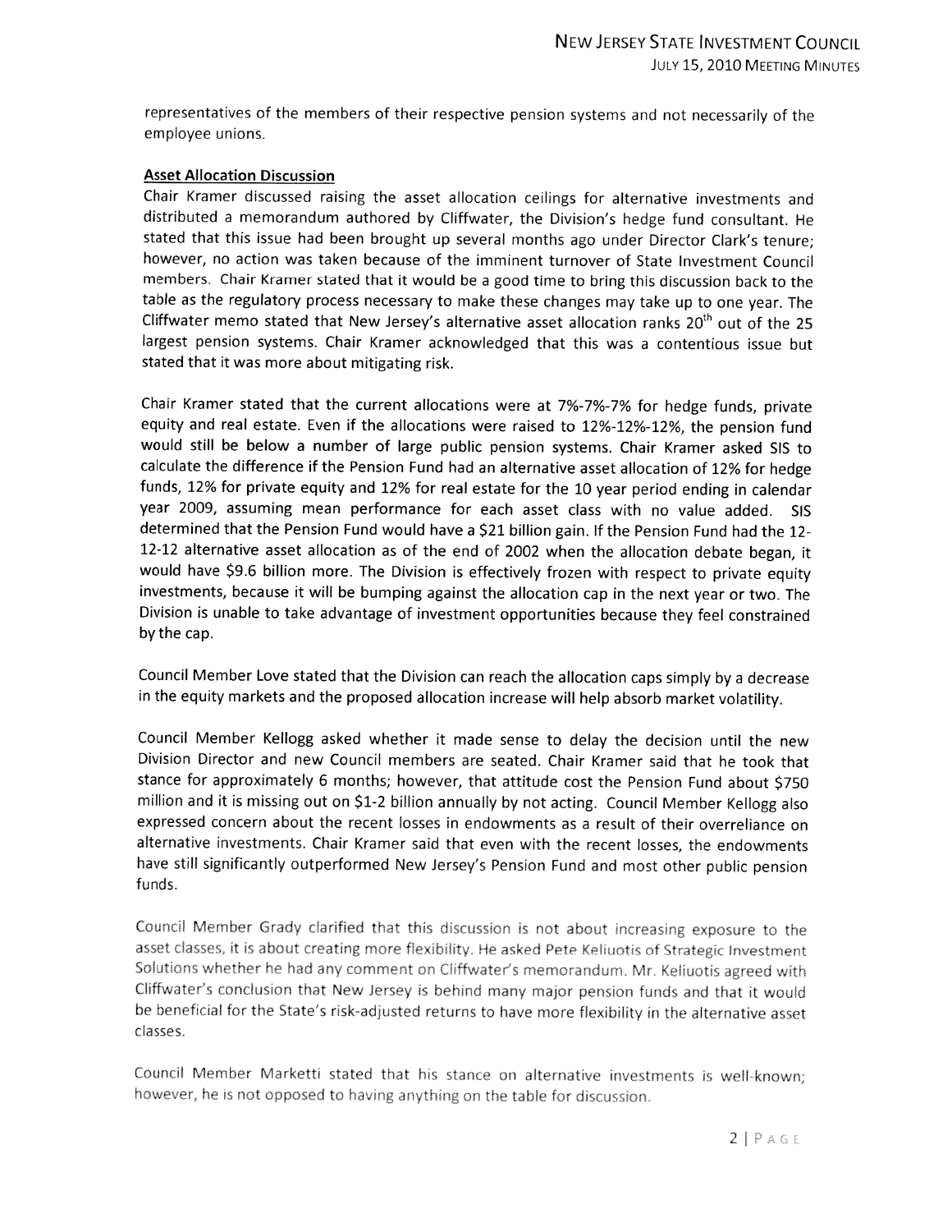representatives of the members of their respective pension systems and not necessarily of the employee unions.

**Asset Allocation Discussion**

Chair Kramer discussed raising the asset allocation ceilings for alternative investments and distributed a memorandum authored by Cliffwater, the Division's hedge fund consultant. He stated that this issue had been brought up several months ago under Director Clark's tenure; however, no action was taken because of the imminent turnover of State Investment Council members. Chair Kramer stated that it would be a good time to bring this discussion back to the table as the regulatory process necessary to make these changes may take up to one year. The Cliffwater memo stated that New Jersey's alternative asset allocation ranks 20th out of the 25 largest pension systems. Chair Kramer acknowledged that this was a contentious issue but stated that it was more about mitigating risk.

Chair Kramer stated that the current allocations were at 7%-7%-7% for hedge funds, private equity and real estate. Even if the allocations were raised to 12%-12%-12%, the pension fund would still be below a number of large public pension systems. Chair Kramer asked SIS to calculate the difference if the Pension Fund had an alternative asset allocation of 12% for hedge funds, 12% for private equity and 12% for real estate for the 10 year period ending in calendar year 2009, assuming mean performance for each asset class with no value added. SIS determined that the Pension Fund would have a $21 billion gain. If the Pension Fund had the 12-12-12 alternative asset allocation as of the end of 2002 when the allocation debate began, it would have $9.6 billion more. The Division is effectively frozen with respect to private equity investments, because it will be bumping against the allocation cap in the next year or two. The Division is unable to take advantage of investment opportunities because they feel constrained by the cap.

Council Member Love stated that the Division can reach the allocation caps simply by a decrease in the equity markets and the proposed allocation increase will help absorb market volatility.

Council Member Kellogg asked whether it made sense to delay the decision until the new Division Director and new Council members are seated. Chair Kramer said that he took that stance for approximately 6 months; however, that attitude cost the Pension Fund about $750 million and it is missing out on $1-2 billion annually by not acting. Council Member Kellogg also expressed concern about the recent losses in endowments as a result of their overreliance on alternative investments. Chair Kramer said that even with the recent losses, the endowments have still significantly outperformed New Jersey's Pension Fund and most other public pension funds.

Council Member Grady clarified that this discussion is not about increasing exposure to the asset classes, it is about creating more flexibility. He asked Pete Keliuotis of Strategic Investment Solutions whether he had any comment on Cliffwater's memorandum. Mr. Keliuotis agreed with Cliffwater's conclusion that New Jersey is behind many major pension funds and that it would be beneficial for the State's risk-adjusted returns to have more flexibility in the alternative asset classes.

Council Member Marketti stated that his stance on alternative investments is well-known; however, he is not opposed to having anything on the table for discussion.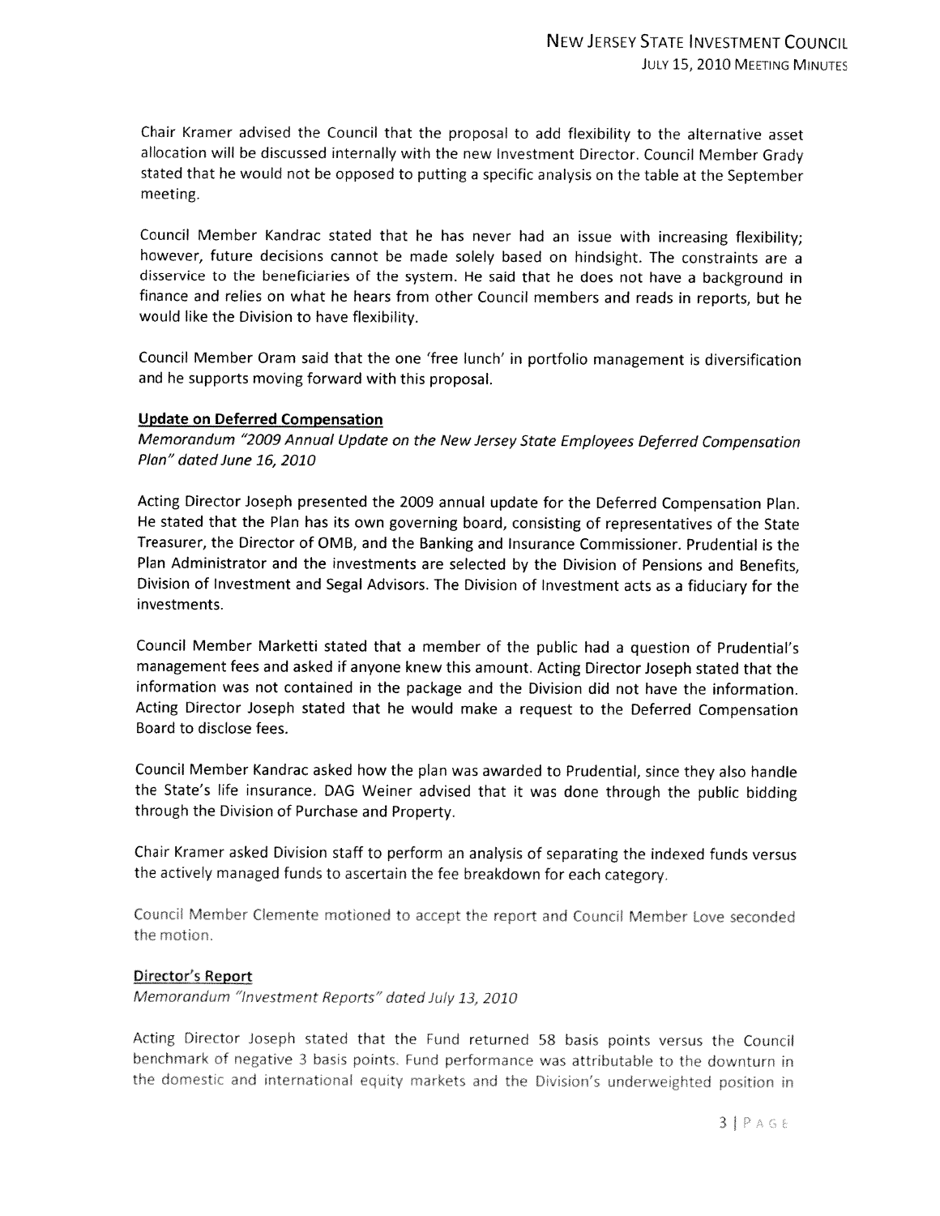Chair Kramer advised the Council that the proposal to add flexibility to the alternative asset allocation will be discussed internally with the new Investment Director. Council Member Grady stated that he would not be opposed to putting a specific analysis on the table at the September meeting.

Council Member Kandrac stated that he has never had an issue with increasing flexibility; however, future decisions cannot be made solely based on hindsight. The constraints are a disservice to the beneficiaries of the system. He said that he does not have a background in finance and relies on what he hears from other Council members and reads in reports, but he would like the Division to have flexibility.

Council Member Oram said that the one 'free lunch' in portfolio management is diversification and he supports moving forward with this proposal.

**Update on Deferred Compensation**

*Memorandum "2009 Annual Update on the New Jersey State Employees Deferred Compensation Plan" dated June 16, 2010*

Acting Director Joseph presented the 2009 annual update for the Deferred Compensation Plan. He stated that the Plan has its own governing board, consisting of representatives of the State Treasurer, the Director of OMB, and the Banking and Insurance Commissioner. Prudential is the Plan Administrator and the investments are selected by the Division of Pensions and Benefits, Division of Investment and Segal Advisors. The Division of Investment acts as a fiduciary for the investments.

Council Member Marketti stated that a member of the public had a question of Prudential's management fees and asked if anyone knew this amount. Acting Director Joseph stated that the information was not contained in the package and the Division did not have the information. Acting Director Joseph stated that he would make a request to the Deferred Compensation Board to disclose fees.

Council Member Kandrac asked how the plan was awarded to Prudential, since they also handle the State's life insurance. DAG Weiner advised that it was done through the public bidding through the Division of Purchase and Property.

Chair Kramer asked Division staff to perform an analysis of separating the indexed funds versus the actively managed funds to ascertain the fee breakdown for each category.

Council Member Clemente motioned to accept the report and Council Member Love seconded the motion.

**Director's Report**

*Memorandum "Investment Reports" dated July 13, 2010*

Acting Director Joseph stated that the Fund returned 58 basis points versus the Council benchmark of negative 3 basis points. Fund performance was attributable to the downturn in the domestic and international equity markets and the Division's underweighted position in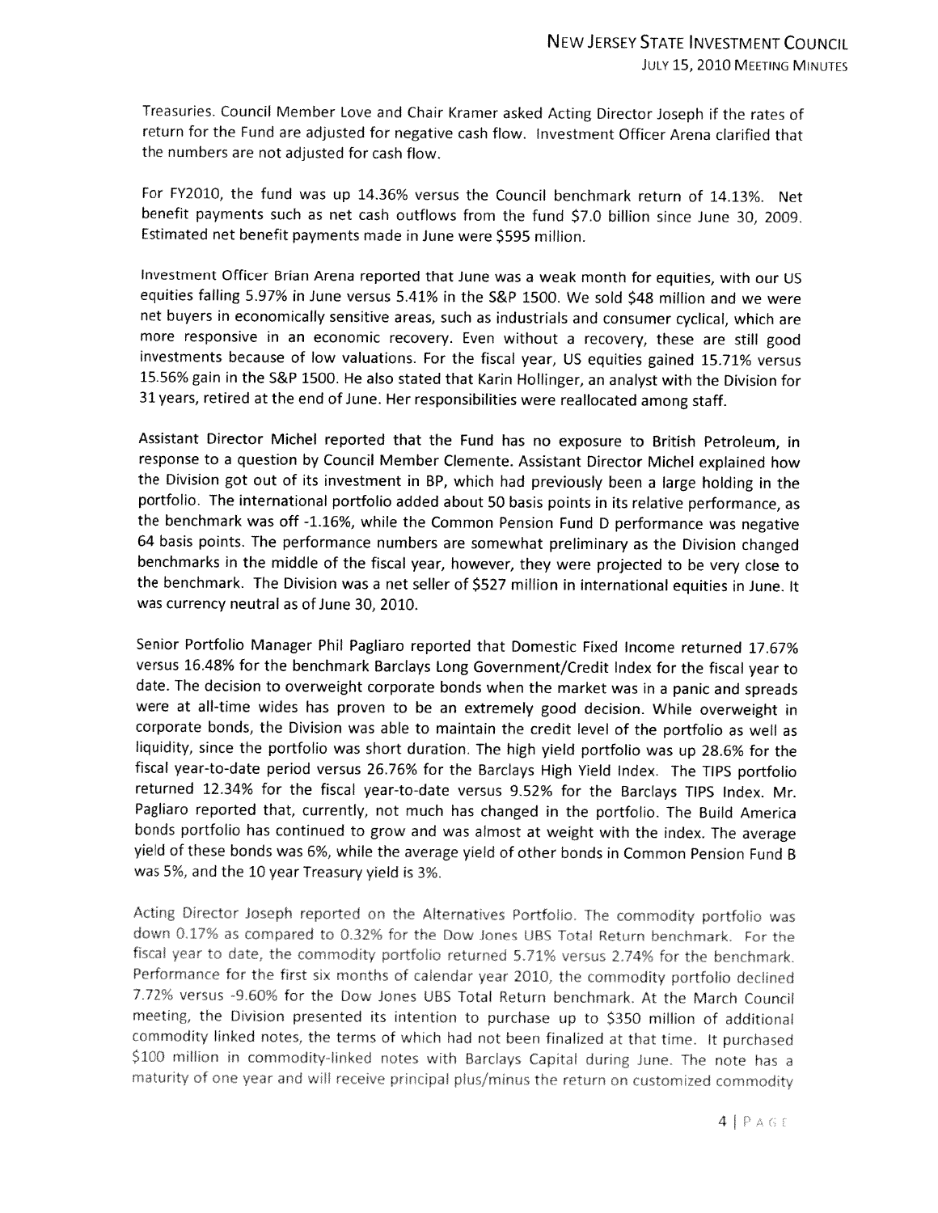Treasuries. Council Member Love and Chair Kramer asked Acting Director Joseph if the rates of return for the Fund are adjusted for negative cash flow. Investment Officer Arena clarified that the numbers are not adjusted for cash flow.

For FY2010, the fund was up 14.36% versus the Council benchmark return of 14.13%. Net benefit payments such as net cash outflows from the fund $7.0 billion since June 30, 2009. Estimated net benefit payments made in June were $595 million.

Investment Officer Brian Arena reported that June was a weak month for equities, with our US equities falling 5.97% in June versus 5.41% in the S&P 1500. We sold $48 million and we were net buyers in economically sensitive areas, such as industrials and consumer cyclical, which are more responsive in an economic recovery. Even without a recovery, these are still good investments because of low valuations. For the fiscal year, US equities gained 15.71% versus 15.56% gain in the S&P 1500. He also stated that Karin Hollinger, an analyst with the Division for 31 years, retired at the end of June. Her responsibilities were reallocated among staff.

Assistant Director Michel reported that the Fund has no exposure to British Petroleum, in response to a question by Council Member Clemente. Assistant Director Michel explained how the Division got out of its investment in BP, which had previously been a large holding in the portfolio. The international portfolio added about 50 basis points in its relative performance, as the benchmark was off -1.16%, while the Common Pension Fund D performance was negative 64 basis points. The performance numbers are somewhat preliminary as the Division changed benchmarks in the middle of the fiscal year, however, they were projected to be very close to the benchmark. The Division was a net seller of $527 million in international equities in June. It was currency neutral as of June 30, 2010.

Senior Portfolio Manager Phil Pagliaro reported that Domestic Fixed Income returned 17.67% versus 16.48% for the benchmark Barclays Long Government/Credit Index for the fiscal year to date. The decision to overweight corporate bonds when the market was in a panic and spreads were at all-time wides has proven to be an extremely good decision. While overweight in corporate bonds, the Division was able to maintain the credit level of the portfolio as well as liquidity, since the portfolio was short duration. The high yield portfolio was up 28.6% for the fiscal year-to-date period versus 26.76% for the Barclays High Yield Index. The TIPS portfolio returned 12.34% for the fiscal year-to-date versus 9.52% for the Barclays TIPS Index. Mr. Pagliaro reported that, currently, not much has changed in the portfolio. The Build America bonds portfolio has continued to grow and was almost at weight with the index. The average yield of these bonds was 6%, while the average yield of other bonds in Common Pension Fund B was 5%, and the 10 year Treasury yield is 3%.

Acting Director Joseph reported on the Alternatives Portfolio. The commodity portfolio was down 0.17% as compared to 0.32% for the Dow Jones UBS Total Return benchmark. For the fiscal year to date, the commodity portfolio returned 5.71% versus 2.74% for the benchmark. Performance for the first six months of calendar year 2010, the commodity portfolio declined 7.72% versus -9.60% for the Dow Jones UBS Total Return benchmark. At the March Council meeting, the Division presented its intention to purchase up to $350 million of additional commodity linked notes, the terms of which had not been finalized at that time. It purchased $100 million in commodity-linked notes with Barclays Capital during June. The note has a maturity of one year and will receive principal plus/minus the return on customized commodity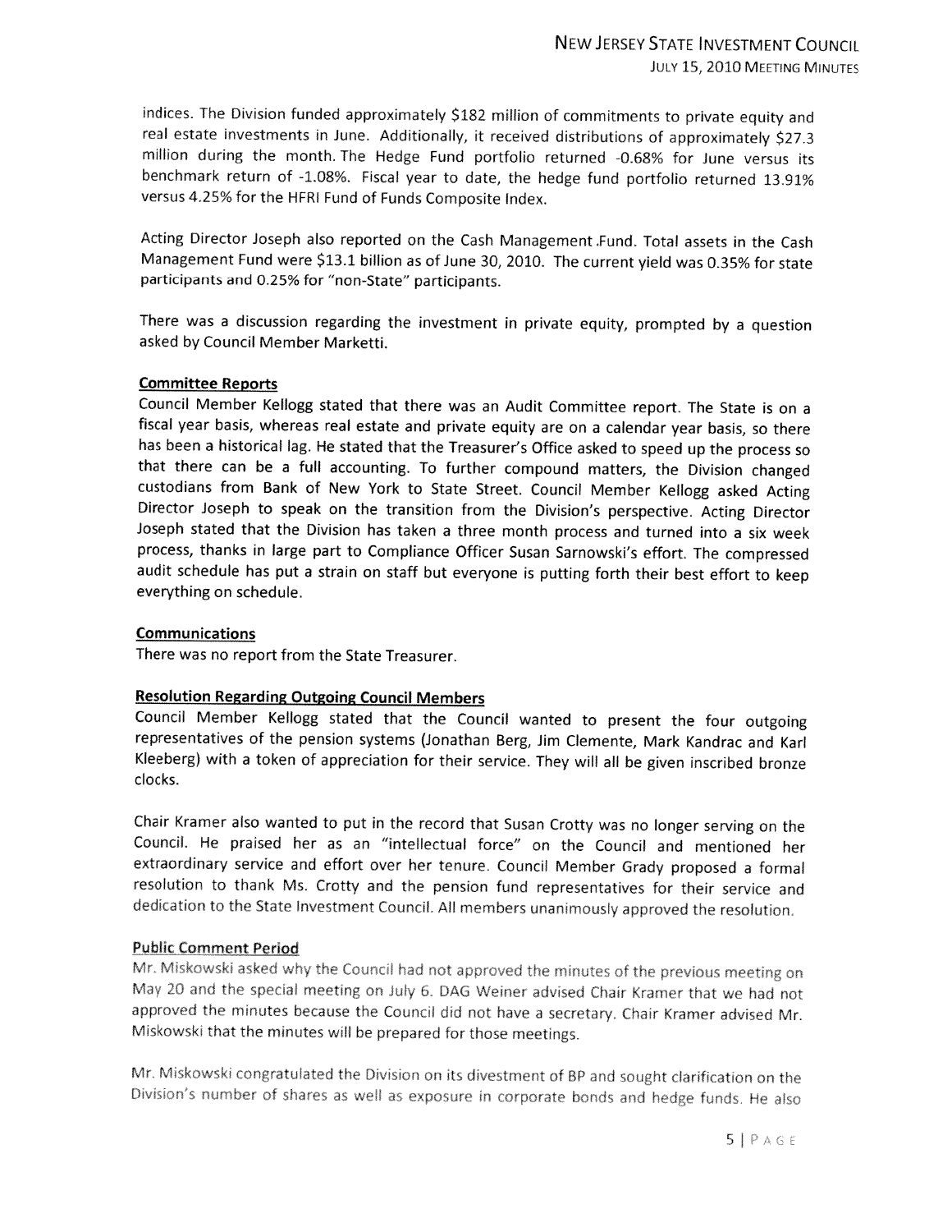indices. The Division funded approximately $182 million of commitments to private equity and real estate investments in June. Additionally, it received distributions of approximately $27.3 million during the month. The Hedge Fund portfolio returned -0.68% for June versus its benchmark return of -1.08%. Fiscal year to date, the hedge fund portfolio returned 13.91% versus 4.25% for the HFRI Fund of Funds Composite Index.

Acting Director Joseph also reported on the Cash Management Fund. Total assets in the Cash Management Fund were $13.1 billion as of June 30, 2010. The current yield was 0.35% for state participants and 0.25% for "non-State" participants.

There was a discussion regarding the investment in private equity, prompted by a question asked by Council Member Marketti.

**Committee Reports**

Council Member Kellogg stated that there was an Audit Committee report. The State is on a fiscal year basis, whereas real estate and private equity are on a calendar year basis, so there has been a historical lag. He stated that the Treasurer's Office asked to speed up the process so that there can be a full accounting. To further compound matters, the Division changed custodians from Bank of New York to State Street. Council Member Kellogg asked Acting Director Joseph to speak on the transition from the Division's perspective. Acting Director Joseph stated that the Division has taken a three month process and turned into a six week process, thanks in large part to Compliance Officer Susan Sarnowski's effort. The compressed audit schedule has put a strain on staff but everyone is putting forth their best effort to keep everything on schedule.

**Communications**

There was no report from the State Treasurer.

**Resolution Regarding Outgoing Council Members**

Council Member Kellogg stated that the Council wanted to present the four outgoing representatives of the pension systems (Jonathan Berg, Jim Clemente, Mark Kandrac and Karl Kleeberg) with a token of appreciation for their service. They will all be given inscribed bronze clocks.

Chair Kramer also wanted to put in the record that Susan Crotty was no longer serving on the Council. He praised her as an "intellectual force" on the Council and mentioned her extraordinary service and effort over her tenure. Council Member Grady proposed a formal resolution to thank Ms. Crotty and the pension fund representatives for their service and dedication to the State Investment Council. All members unanimously approved the resolution.

**Public Comment Period**

Mr. Miskowski asked why the Council had not approved the minutes of the previous meeting on May 20 and the special meeting on July 6. DAG Weiner advised Chair Kramer that we had not approved the minutes because the Council did not have a secretary. Chair Kramer advised Mr. Miskowski that the minutes will be prepared for those meetings.

Mr. Miskowski congratulated the Division on its divestment of BP and sought clarification on the Division's number of shares as well as exposure in corporate bonds and hedge funds. He also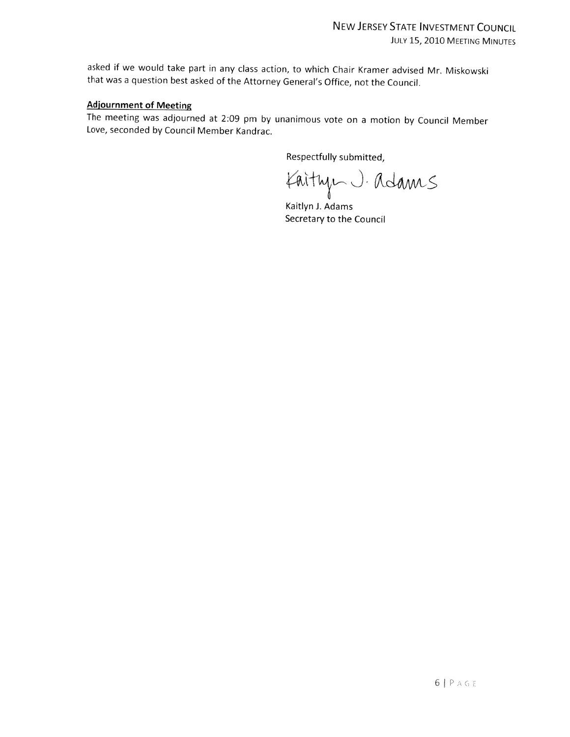asked if we would take part in any class action, to which Chair Kramer advised Mr. Miskowski that was a question best asked of the Attorney General's Office, not the Council.

**Adjournment of Meeting**

The meeting was adjourned at 2:09 pm by unanimous vote on a motion by Council Member Love, seconded by Council Member Kandrac.

Respectfully submitted,

Kaitlyn J. Adams

Kaitlyn J. Adams
Secretary to the Council